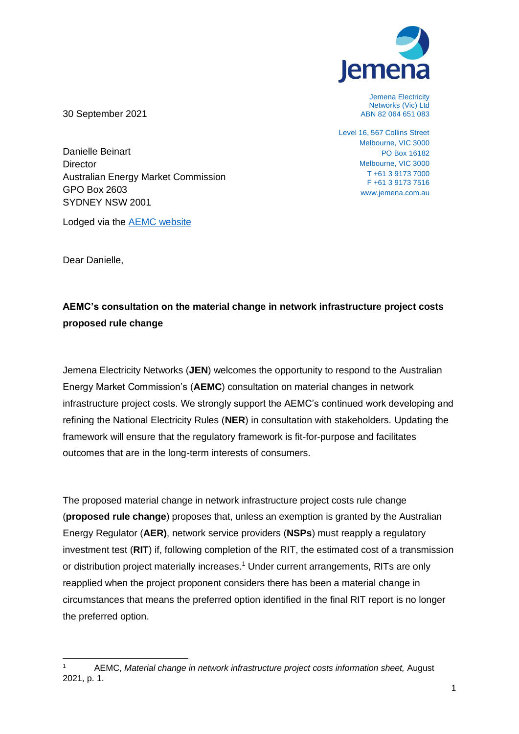Jemena Electricity Networks (Vic) Ltd
ABN 82 064 651 083

Level 16, 567 Collins Street
Melbourne, VIC 3000
PO Box 16182
Melbourne, VIC 3000
T +61 3 9173 7000
F +61 3 9173 7516
www.jemena.com.au

30 September 2021

Danielle Beinart
Director
Australian Energy Market Commission
GPO Box 2603
SYDNEY NSW 2001

Lodged via the AEMC website

Dear Danielle,

**AEMC's consultation on the material change in network infrastructure project costs proposed rule change**

Jemena Electricity Networks (**JEN**) welcomes the opportunity to respond to the Australian Energy Market Commission's (**AEMC**) consultation on material changes in network infrastructure project costs. We strongly support the AEMC's continued work developing and refining the National Electricity Rules (**NER**) in consultation with stakeholders. Updating the framework will ensure that the regulatory framework is fit-for-purpose and facilitates outcomes that are in the long-term interests of consumers.

The proposed material change in network infrastructure project costs rule change (**proposed rule change**) proposes that, unless an exemption is granted by the Australian Energy Regulator (**AER)**, network service providers (**NSPs**) must reapply a regulatory investment test (**RIT**) if, following completion of the RIT, the estimated cost of a transmission or distribution project materially increases.[1] Under current arrangements, RITs are only reapplied when the project proponent considers there has been a material change in circumstances that means the preferred option identified in the final RIT report is no longer the preferred option.

[1] AEMC, *Material change in network infrastructure project costs information sheet,* August 2021, p. 1.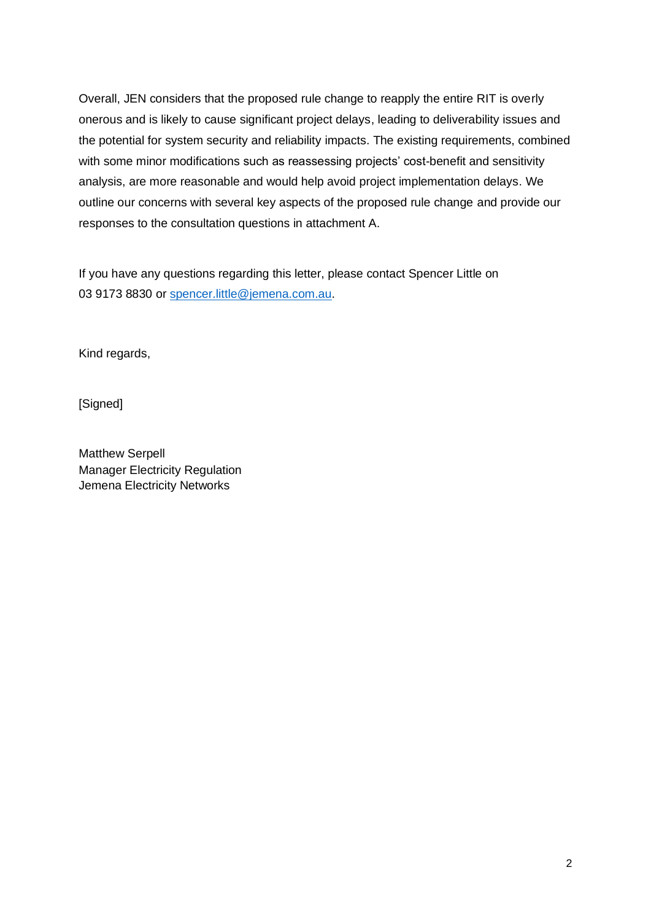Overall, JEN considers that the proposed rule change to reapply the entire RIT is overly onerous and is likely to cause significant project delays, leading to deliverability issues and the potential for system security and reliability impacts. The existing requirements, combined with some minor modifications such as reassessing projects' cost-benefit and sensitivity analysis, are more reasonable and would help avoid project implementation delays. We outline our concerns with several key aspects of the proposed rule change and provide our responses to the consultation questions in attachment A.

If you have any questions regarding this letter, please contact Spencer Little on 03 9173 8830 or [spencer.little@jemena.com.au](mailto:spencer.little@jemena.com.au).

Kind regards,

[Signed]

Matthew Serpell
Manager Electricity Regulation
Jemena Electricity Networks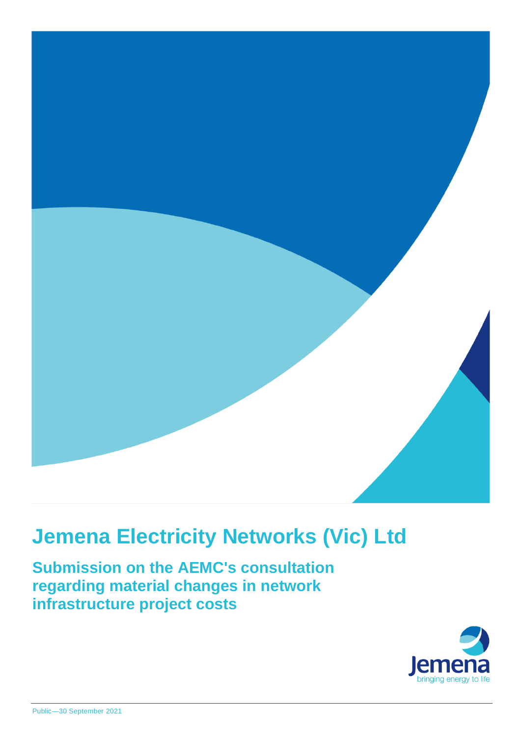# Jemena Electricity Networks (Vic) Ltd

## Submission on the AEMC's consultation regarding material changes in network infrastructure project costs

Jemena
bringing energy to life

Public—30 September 2021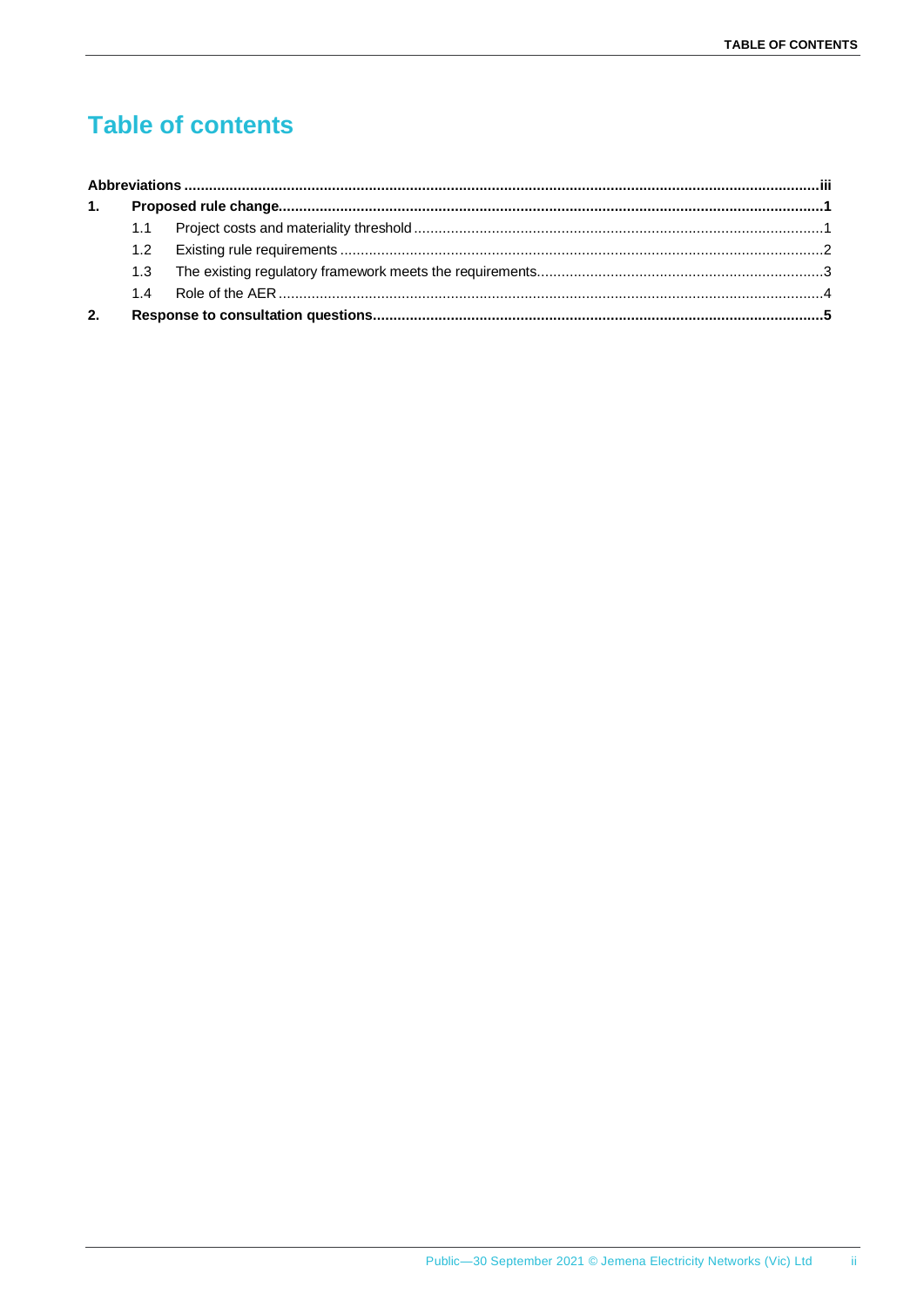# Table of contents

**Abbreviations** ...................................................................................................... **iii**

**1. Proposed rule change** ...................................................................................................... **1**

- 1.1 Project costs and materiality threshold ...................................................................................................... 1
- 1.2 Existing rule requirements ...................................................................................................... 2
- 1.3 The existing regulatory framework meets the requirements ...................................................................................................... 3
- 1.4 Role of the AER ...................................................................................................... 4

**2. Response to consultation questions** ...................................................................................................... **5**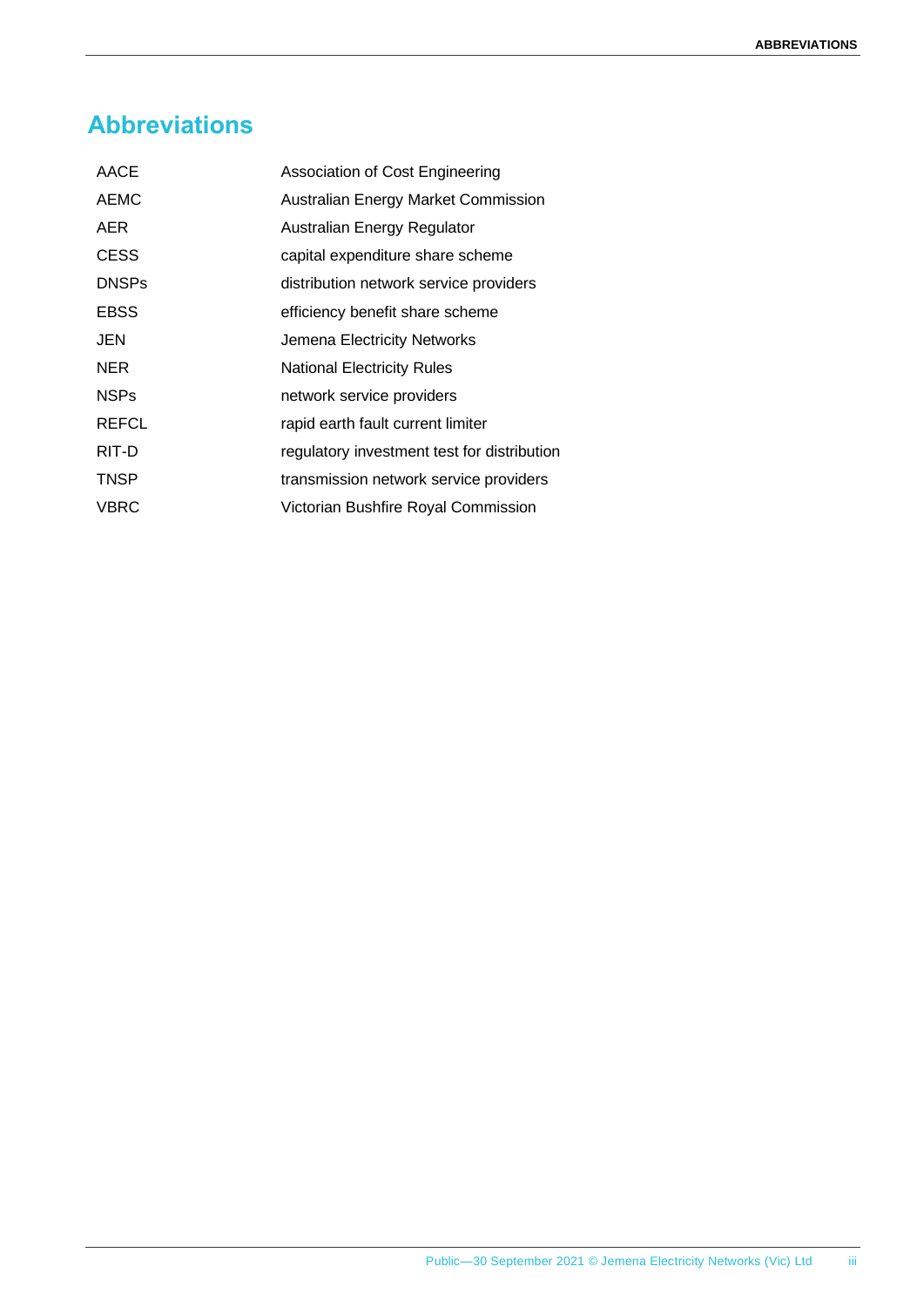# Abbreviations

| | |
|---|---|
| AACE | Association of Cost Engineering |
| AEMC | Australian Energy Market Commission |
| AER | Australian Energy Regulator |
| CESS | capital expenditure share scheme |
| DNSPs | distribution network service providers |
| EBSS | efficiency benefit share scheme |
| JEN | Jemena Electricity Networks |
| NER | National Electricity Rules |
| NSPs | network service providers |
| REFCL | rapid earth fault current limiter |
| RIT-D | regulatory investment test for distribution |
| TNSP | transmission network service providers |
| VBRC | Victorian Bushfire Royal Commission |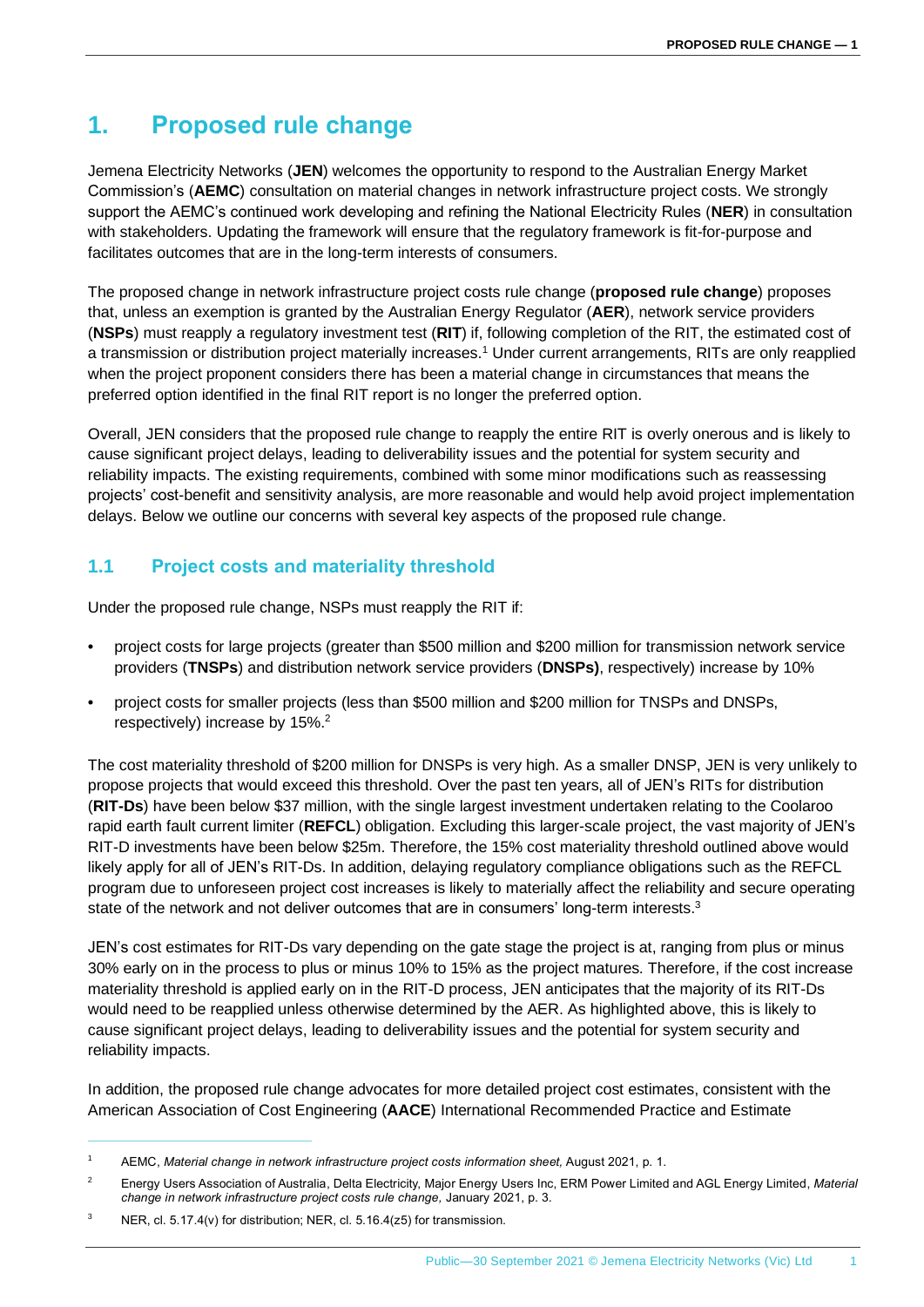# 1. Proposed rule change

Jemena Electricity Networks (**JEN**) welcomes the opportunity to respond to the Australian Energy Market Commission's (**AEMC**) consultation on material changes in network infrastructure project costs. We strongly support the AEMC's continued work developing and refining the National Electricity Rules (**NER**) in consultation with stakeholders. Updating the framework will ensure that the regulatory framework is fit-for-purpose and facilitates outcomes that are in the long-term interests of consumers.

The proposed change in network infrastructure project costs rule change (**proposed rule change**) proposes that, unless an exemption is granted by the Australian Energy Regulator (**AER**), network service providers (**NSPs**) must reapply a regulatory investment test (**RIT**) if, following completion of the RIT, the estimated cost of a transmission or distribution project materially increases.[1] Under current arrangements, RITs are only reapplied when the project proponent considers there has been a material change in circumstances that means the preferred option identified in the final RIT report is no longer the preferred option.

Overall, JEN considers that the proposed rule change to reapply the entire RIT is overly onerous and is likely to cause significant project delays, leading to deliverability issues and the potential for system security and reliability impacts. The existing requirements, combined with some minor modifications such as reassessing projects' cost-benefit and sensitivity analysis, are more reasonable and would help avoid project implementation delays. Below we outline our concerns with several key aspects of the proposed rule change.

## 1.1 Project costs and materiality threshold

Under the proposed rule change, NSPs must reapply the RIT if:

- project costs for large projects (greater than \$500 million and \$200 million for transmission network service providers (**TNSPs**) and distribution network service providers (**DNSPs)**, respectively) increase by 10%
- project costs for smaller projects (less than \$500 million and \$200 million for TNSPs and DNSPs, respectively) increase by 15%.[2]

The cost materiality threshold of \$200 million for DNSPs is very high. As a smaller DNSP, JEN is very unlikely to propose projects that would exceed this threshold. Over the past ten years, all of JEN's RITs for distribution (**RIT-Ds**) have been below \$37 million, with the single largest investment undertaken relating to the Coolaroo rapid earth fault current limiter (**REFCL**) obligation. Excluding this larger-scale project, the vast majority of JEN's RIT-D investments have been below \$25m. Therefore, the 15% cost materiality threshold outlined above would likely apply for all of JEN's RIT-Ds. In addition, delaying regulatory compliance obligations such as the REFCL program due to unforeseen project cost increases is likely to materially affect the reliability and secure operating state of the network and not deliver outcomes that are in consumers' long-term interests.[3]

JEN's cost estimates for RIT-Ds vary depending on the gate stage the project is at, ranging from plus or minus 30% early on in the process to plus or minus 10% to 15% as the project matures. Therefore, if the cost increase materiality threshold is applied early on in the RIT-D process, JEN anticipates that the majority of its RIT-Ds would need to be reapplied unless otherwise determined by the AER. As highlighted above, this is likely to cause significant project delays, leading to deliverability issues and the potential for system security and reliability impacts.

In addition, the proposed rule change advocates for more detailed project cost estimates, consistent with the American Association of Cost Engineering (**AACE**) International Recommended Practice and Estimate

---

[1] AEMC, *Material change in network infrastructure project costs information sheet,* August 2021, p. 1.

[2] Energy Users Association of Australia, Delta Electricity, Major Energy Users Inc, ERM Power Limited and AGL Energy Limited, *Material change in network infrastructure project costs rule change,* January 2021, p. 3.

[3] NER, cl. 5.17.4(v) for distribution; NER, cl. 5.16.4(z5) for transmission.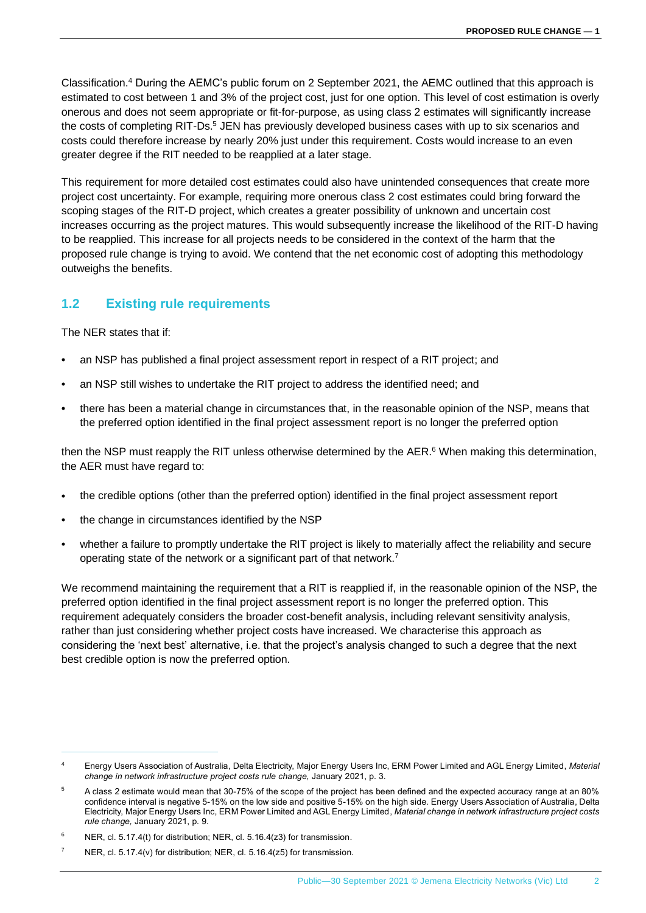Classification.[4] During the AEMC's public forum on 2 September 2021, the AEMC outlined that this approach is estimated to cost between 1 and 3% of the project cost, just for one option. This level of cost estimation is overly onerous and does not seem appropriate or fit-for-purpose, as using class 2 estimates will significantly increase the costs of completing RIT-Ds.[5] JEN has previously developed business cases with up to six scenarios and costs could therefore increase by nearly 20% just under this requirement. Costs would increase to an even greater degree if the RIT needed to be reapplied at a later stage.

This requirement for more detailed cost estimates could also have unintended consequences that create more project cost uncertainty. For example, requiring more onerous class 2 cost estimates could bring forward the scoping stages of the RIT-D project, which creates a greater possibility of unknown and uncertain cost increases occurring as the project matures. This would subsequently increase the likelihood of the RIT-D having to be reapplied. This increase for all projects needs to be considered in the context of the harm that the proposed rule change is trying to avoid. We contend that the net economic cost of adopting this methodology outweighs the benefits.

## 1.2 Existing rule requirements

The NER states that if:

- an NSP has published a final project assessment report in respect of a RIT project; and
- an NSP still wishes to undertake the RIT project to address the identified need; and
- there has been a material change in circumstances that, in the reasonable opinion of the NSP, means that the preferred option identified in the final project assessment report is no longer the preferred option

then the NSP must reapply the RIT unless otherwise determined by the AER.[6] When making this determination, the AER must have regard to:

- the credible options (other than the preferred option) identified in the final project assessment report
- the change in circumstances identified by the NSP
- whether a failure to promptly undertake the RIT project is likely to materially affect the reliability and secure operating state of the network or a significant part of that network.[7]

We recommend maintaining the requirement that a RIT is reapplied if, in the reasonable opinion of the NSP, the preferred option identified in the final project assessment report is no longer the preferred option. This requirement adequately considers the broader cost-benefit analysis, including relevant sensitivity analysis, rather than just considering whether project costs have increased. We characterise this approach as considering the 'next best' alternative, i.e. that the project's analysis changed to such a degree that the next best credible option is now the preferred option.

---

[4] Energy Users Association of Australia, Delta Electricity, Major Energy Users Inc, ERM Power Limited and AGL Energy Limited, *Material change in network infrastructure project costs rule change,* January 2021, p. 3.

[5] A class 2 estimate would mean that 30-75% of the scope of the project has been defined and the expected accuracy range at an 80% confidence interval is negative 5-15% on the low side and positive 5-15% on the high side. Energy Users Association of Australia, Delta Electricity, Major Energy Users Inc, ERM Power Limited and AGL Energy Limited, *Material change in network infrastructure project costs rule change,* January 2021, p. 9.

[6] NER, cl. 5.17.4(t) for distribution; NER, cl. 5.16.4(z3) for transmission.

[7] NER, cl. 5.17.4(v) for distribution; NER, cl. 5.16.4(z5) for transmission.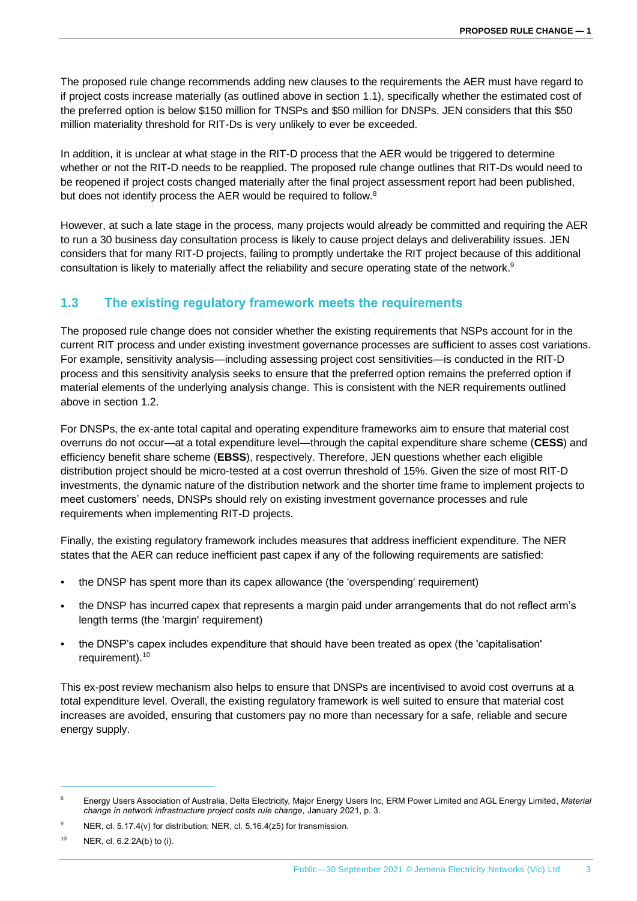The proposed rule change recommends adding new clauses to the requirements the AER must have regard to if project costs increase materially (as outlined above in section 1.1), specifically whether the estimated cost of the preferred option is below $150 million for TNSPs and $50 million for DNSPs. JEN considers that this $50 million materiality threshold for RIT-Ds is very unlikely to ever be exceeded.

In addition, it is unclear at what stage in the RIT-D process that the AER would be triggered to determine whether or not the RIT-D needs to be reapplied. The proposed rule change outlines that RIT-Ds would need to be reopened if project costs changed materially after the final project assessment report had been published, but does not identify process the AER would be required to follow.[8]

However, at such a late stage in the process, many projects would already be committed and requiring the AER to run a 30 business day consultation process is likely to cause project delays and deliverability issues. JEN considers that for many RIT-D projects, failing to promptly undertake the RIT project because of this additional consultation is likely to materially affect the reliability and secure operating state of the network.[9]

## 1.3 The existing regulatory framework meets the requirements

The proposed rule change does not consider whether the existing requirements that NSPs account for in the current RIT process and under existing investment governance processes are sufficient to asses cost variations. For example, sensitivity analysis—including assessing project cost sensitivities—is conducted in the RIT-D process and this sensitivity analysis seeks to ensure that the preferred option remains the preferred option if material elements of the underlying analysis change. This is consistent with the NER requirements outlined above in section 1.2.

For DNSPs, the ex-ante total capital and operating expenditure frameworks aim to ensure that material cost overruns do not occur—at a total expenditure level—through the capital expenditure share scheme (**CESS**) and efficiency benefit share scheme (**EBSS**), respectively. Therefore, JEN questions whether each eligible distribution project should be micro-tested at a cost overrun threshold of 15%. Given the size of most RIT-D investments, the dynamic nature of the distribution network and the shorter time frame to implement projects to meet customers' needs, DNSPs should rely on existing investment governance processes and rule requirements when implementing RIT-D projects.

Finally, the existing regulatory framework includes measures that address inefficient expenditure. The NER states that the AER can reduce inefficient past capex if any of the following requirements are satisfied:

- the DNSP has spent more than its capex allowance (the 'overspending' requirement)
- the DNSP has incurred capex that represents a margin paid under arrangements that do not reflect arm's length terms (the 'margin' requirement)
- the DNSP's capex includes expenditure that should have been treated as opex (the 'capitalisation' requirement).[10]

This ex-post review mechanism also helps to ensure that DNSPs are incentivised to avoid cost overruns at a total expenditure level. Overall, the existing regulatory framework is well suited to ensure that material cost increases are avoided, ensuring that customers pay no more than necessary for a safe, reliable and secure energy supply.

---

[8] Energy Users Association of Australia, Delta Electricity, Major Energy Users Inc, ERM Power Limited and AGL Energy Limited, *Material change in network infrastructure project costs rule change,* January 2021, p. 3.

[9] NER, cl. 5.17.4(v) for distribution; NER, cl. 5.16.4(z5) for transmission.

[10] NER, cl. 6.2.2A(b) to (i).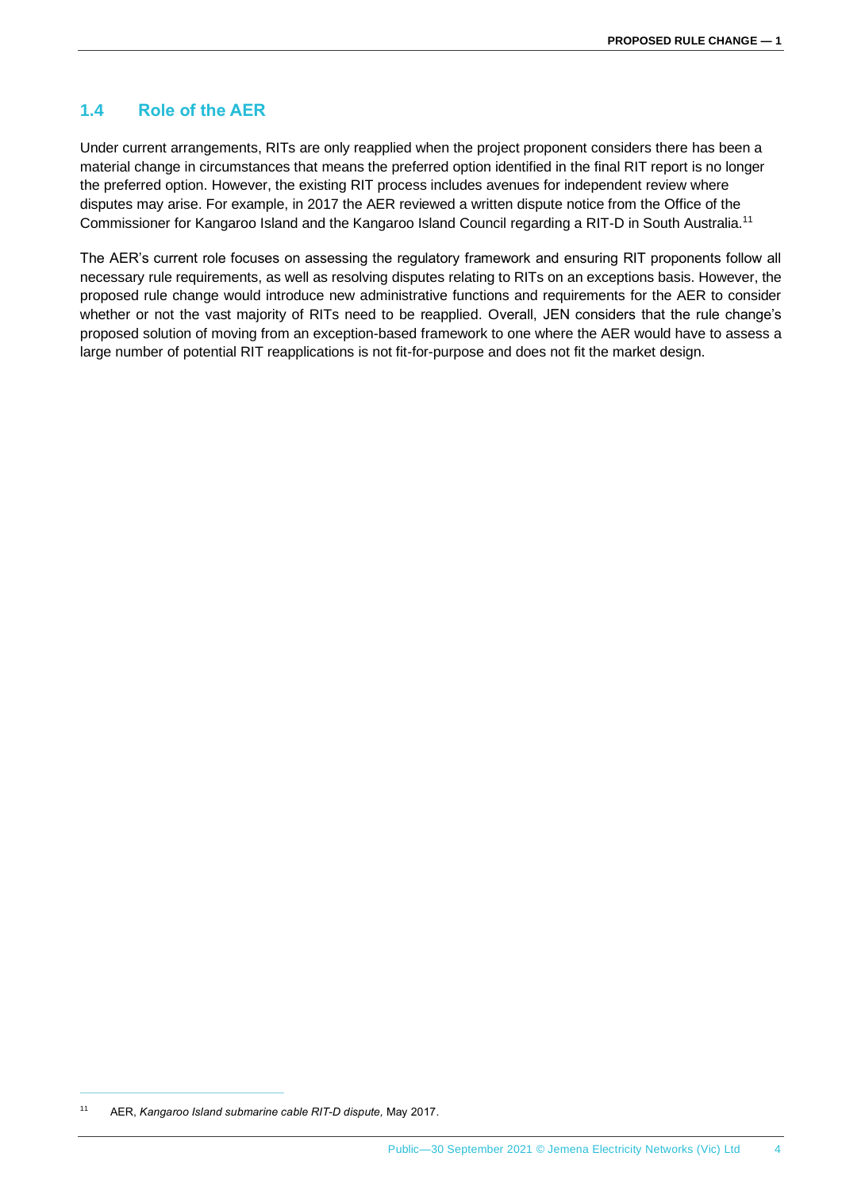## 1.4 Role of the AER

Under current arrangements, RITs are only reapplied when the project proponent considers there has been a material change in circumstances that means the preferred option identified in the final RIT report is no longer the preferred option. However, the existing RIT process includes avenues for independent review where disputes may arise. For example, in 2017 the AER reviewed a written dispute notice from the Office of the Commissioner for Kangaroo Island and the Kangaroo Island Council regarding a RIT-D in South Australia.[11]

The AER's current role focuses on assessing the regulatory framework and ensuring RIT proponents follow all necessary rule requirements, as well as resolving disputes relating to RITs on an exceptions basis. However, the proposed rule change would introduce new administrative functions and requirements for the AER to consider whether or not the vast majority of RITs need to be reapplied. Overall, JEN considers that the rule change's proposed solution of moving from an exception-based framework to one where the AER would have to assess a large number of potential RIT reapplications is not fit-for-purpose and does not fit the market design.

---

[11] AER, *Kangaroo Island submarine cable RIT-D dispute,* May 2017.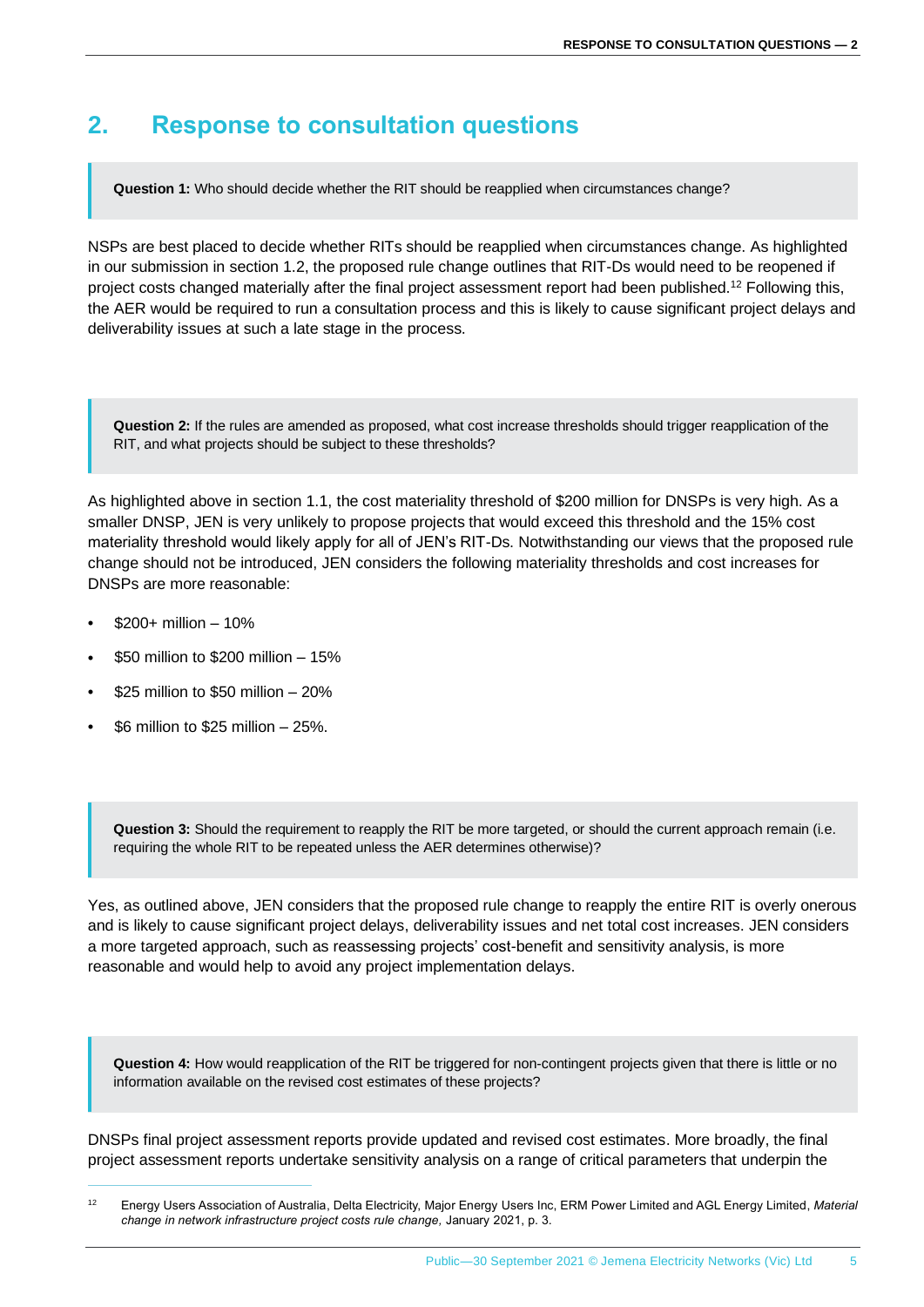## 2. Response to consultation questions

> **Question 1:** Who should decide whether the RIT should be reapplied when circumstances change?

NSPs are best placed to decide whether RITs should be reapplied when circumstances change. As highlighted in our submission in section 1.2, the proposed rule change outlines that RIT-Ds would need to be reopened if project costs changed materially after the final project assessment report had been published.[12] Following this, the AER would be required to run a consultation process and this is likely to cause significant project delays and deliverability issues at such a late stage in the process.

> **Question 2:** If the rules are amended as proposed, what cost increase thresholds should trigger reapplication of the RIT, and what projects should be subject to these thresholds?

As highlighted above in section 1.1, the cost materiality threshold of $200 million for DNSPs is very high. As a smaller DNSP, JEN is very unlikely to propose projects that would exceed this threshold and the 15% cost materiality threshold would likely apply for all of JEN's RIT-Ds. Notwithstanding our views that the proposed rule change should not be introduced, JEN considers the following materiality thresholds and cost increases for DNSPs are more reasonable:

- $200+ million – 10%
- $50 million to $200 million – 15%
- $25 million to $50 million – 20%
- $6 million to $25 million – 25%.

> **Question 3:** Should the requirement to reapply the RIT be more targeted, or should the current approach remain (i.e. requiring the whole RIT to be repeated unless the AER determines otherwise)?

Yes, as outlined above, JEN considers that the proposed rule change to reapply the entire RIT is overly onerous and is likely to cause significant project delays, deliverability issues and net total cost increases. JEN considers a more targeted approach, such as reassessing projects' cost-benefit and sensitivity analysis, is more reasonable and would help to avoid any project implementation delays.

> **Question 4:** How would reapplication of the RIT be triggered for non-contingent projects given that there is little or no information available on the revised cost estimates of these projects?

DNSPs final project assessment reports provide updated and revised cost estimates. More broadly, the final project assessment reports undertake sensitivity analysis on a range of critical parameters that underpin the

[12] Energy Users Association of Australia, Delta Electricity, Major Energy Users Inc, ERM Power Limited and AGL Energy Limited, *Material change in network infrastructure project costs rule change,* January 2021, p. 3.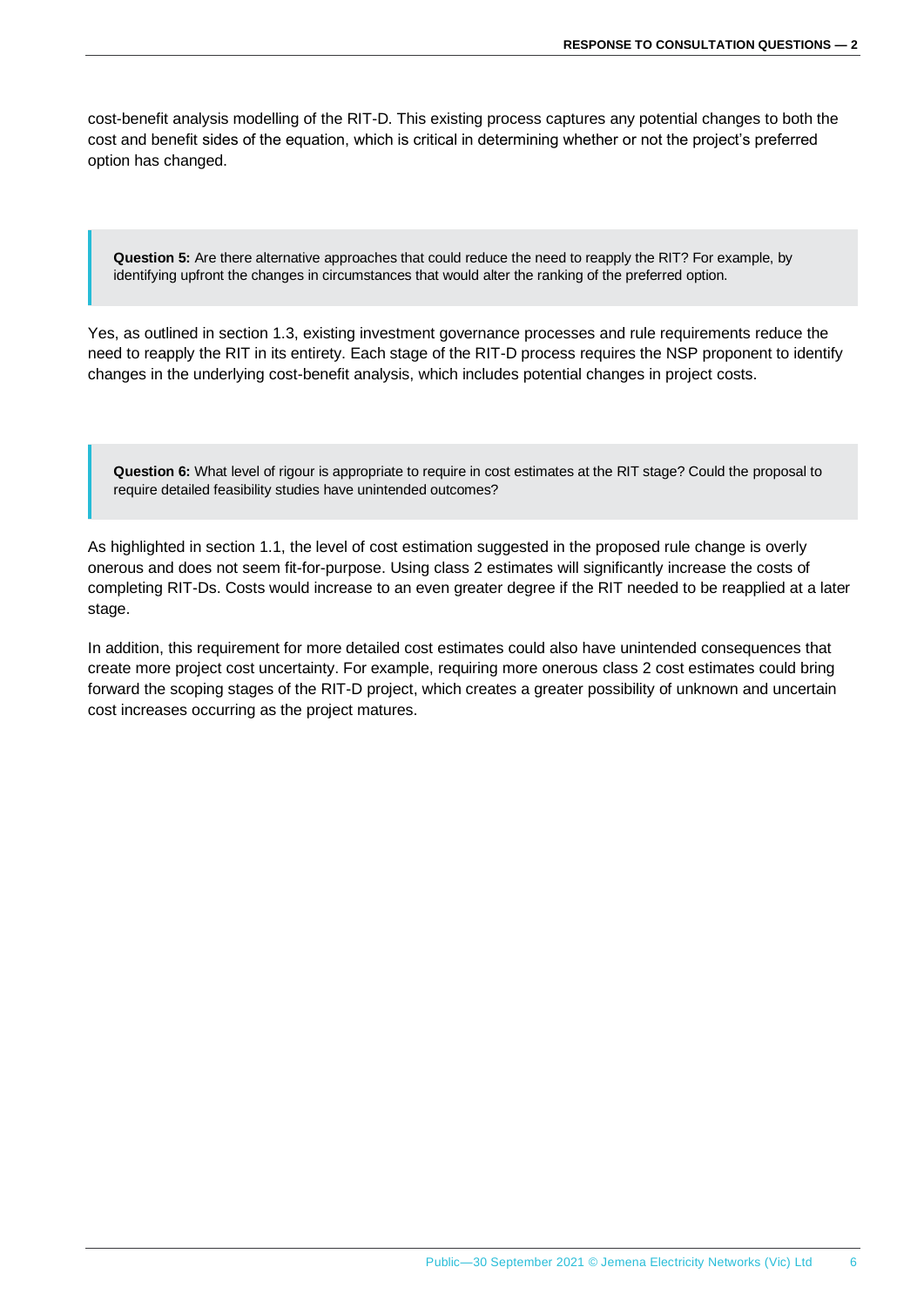cost-benefit analysis modelling of the RIT-D. This existing process captures any potential changes to both the cost and benefit sides of the equation, which is critical in determining whether or not the project's preferred option has changed.

> **Question 5:** Are there alternative approaches that could reduce the need to reapply the RIT? For example, by identifying upfront the changes in circumstances that would alter the ranking of the preferred option.

Yes, as outlined in section 1.3, existing investment governance processes and rule requirements reduce the need to reapply the RIT in its entirety. Each stage of the RIT-D process requires the NSP proponent to identify changes in the underlying cost-benefit analysis, which includes potential changes in project costs.

> **Question 6:** What level of rigour is appropriate to require in cost estimates at the RIT stage? Could the proposal to require detailed feasibility studies have unintended outcomes?

As highlighted in section 1.1, the level of cost estimation suggested in the proposed rule change is overly onerous and does not seem fit-for-purpose. Using class 2 estimates will significantly increase the costs of completing RIT-Ds. Costs would increase to an even greater degree if the RIT needed to be reapplied at a later stage.

In addition, this requirement for more detailed cost estimates could also have unintended consequences that create more project cost uncertainty. For example, requiring more onerous class 2 cost estimates could bring forward the scoping stages of the RIT-D project, which creates a greater possibility of unknown and uncertain cost increases occurring as the project matures.